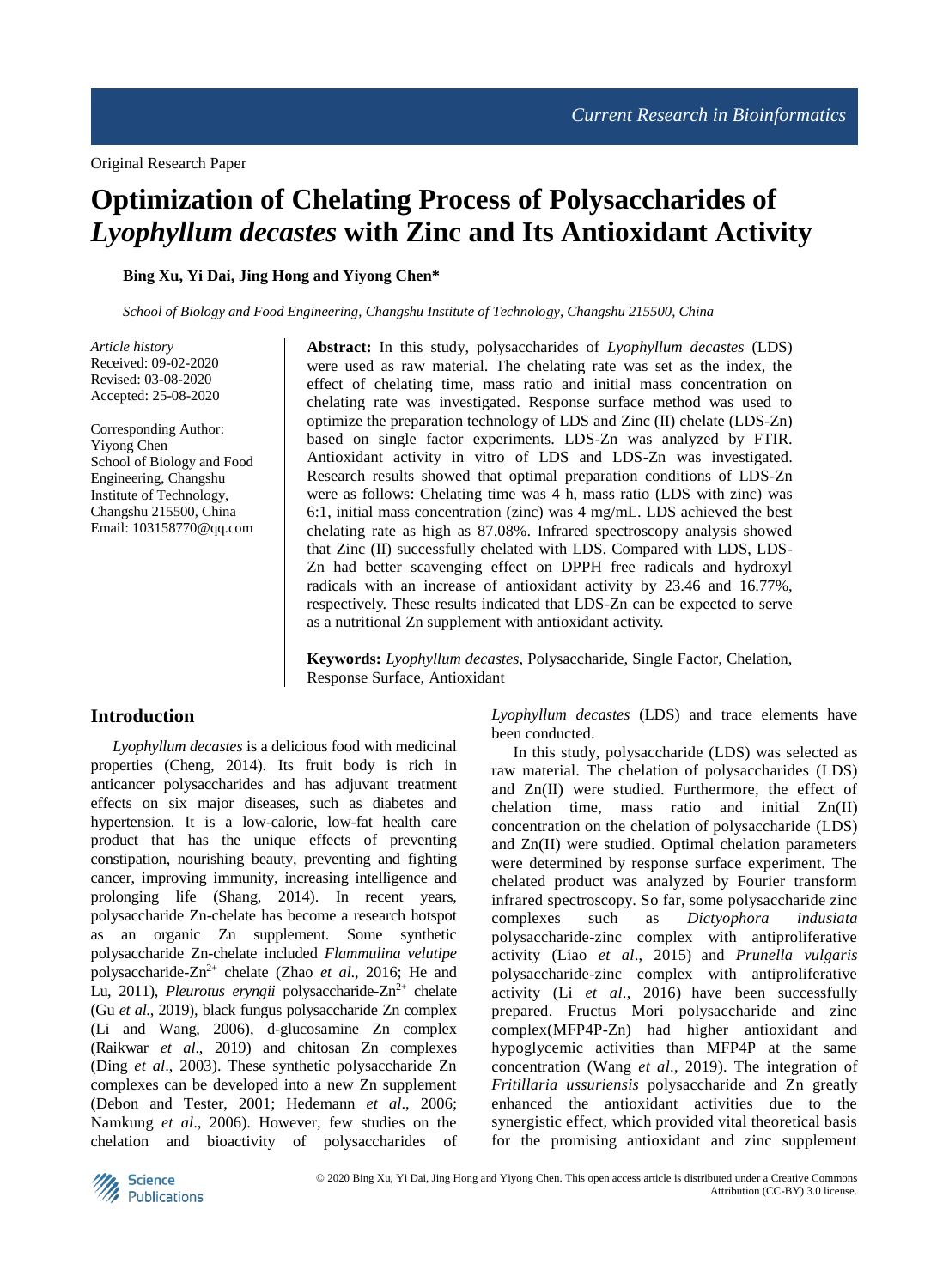Original Research Paper

# Optimization of Chelating Process of Polysaccharides of *Lyophyllum decastes* with Zinc and Its Antioxidant Activity

**Bing Xu, Yi Dai, Jing Hong and Yiyong Chen***

*School of Biology and Food Engineering, Changshu Institute of Technology, Changshu 215500, China*

*Article history*
Received: 09-02-2020
Revised: 03-08-2020
Accepted: 25-08-2020

Corresponding Author:
Yiyong Chen
School of Biology and Food Engineering, Changshu Institute of Technology, Changshu 215500, China
Email: 103158770@qq.com

**Abstract:** In this study, polysaccharides of *Lyophyllum decastes* (LDS) were used as raw material. The chelating rate was set as the index, the effect of chelating time, mass ratio and initial mass concentration on chelating rate was investigated. Response surface method was used to optimize the preparation technology of LDS and Zinc (II) chelate (LDS-Zn) based on single factor experiments. LDS-Zn was analyzed by FTIR. Antioxidant activity in vitro of LDS and LDS-Zn was investigated. Research results showed that optimal preparation conditions of LDS-Zn were as follows: Chelating time was 4 h, mass ratio (LDS with zinc) was 6:1, initial mass concentration (zinc) was 4 mg/mL. LDS achieved the best chelating rate as high as 87.08%. Infrared spectroscopy analysis showed that Zinc (II) successfully chelated with LDS. Compared with LDS, LDS-Zn had better scavenging effect on DPPH free radicals and hydroxyl radicals with an increase of antioxidant activity by 23.46 and 16.77%, respectively. These results indicated that LDS-Zn can be expected to serve as a nutritional Zn supplement with antioxidant activity.

**Keywords:** *Lyophyllum decastes*, Polysaccharide, Single Factor, Chelation, Response Surface, Antioxidant

## Introduction

*Lyophyllum decastes* is a delicious food with medicinal properties (Cheng, 2014). Its fruit body is rich in anticancer polysaccharides and has adjuvant treatment effects on six major diseases, such as diabetes and hypertension. It is a low-calorie, low-fat health care product that has the unique effects of preventing constipation, nourishing beauty, preventing and fighting cancer, improving immunity, increasing intelligence and prolonging life (Shang, 2014). In recent years, polysaccharide Zn-chelate has become a research hotspot as an organic Zn supplement. Some synthetic polysaccharide Zn-chelate included *Flammulina velutipe* polysaccharide-$Zn^{2+}$ chelate (Zhao *et al*., 2016; He and Lu, 2011), *Pleurotus eryngii* polysaccharide-$Zn^{2+}$ chelate (Gu *et al*., 2019), black fungus polysaccharide Zn complex (Li and Wang, 2006), d-glucosamine Zn complex (Raikwar *et al*., 2019) and chitosan Zn complexes (Ding *et al*., 2003). These synthetic polysaccharide Zn complexes can be developed into a new Zn supplement (Debon and Tester, 2001; Hedemann *et al*., 2006; Namkung *et al*., 2006). However, few studies on the chelation and bioactivity of polysaccharides of *Lyophyllum decastes* (LDS) and trace elements have been conducted.

In this study, polysaccharide (LDS) was selected as raw material. The chelation of polysaccharides (LDS) and Zn(II) were studied. Furthermore, the effect of chelation time, mass ratio and initial Zn(II) concentration on the chelation of polysaccharide (LDS) and Zn(II) were studied. Optimal chelation parameters were determined by response surface experiment. The chelated product was analyzed by Fourier transform infrared spectroscopy. So far, some polysaccharide zinc complexes such as *Dictyophora indusiata* polysaccharide-zinc complex with antiproliferative activity (Liao *et al*., 2015) and *Prunella vulgaris* polysaccharide-zinc complex with antiproliferative activity (Li *et al*., 2016) have been successfully prepared. Fructus Mori polysaccharide and zinc complex(MFP4P-Zn) had higher antioxidant and hypoglycemic activities than MFP4P at the same concentration (Wang *et al*., 2019). The integration of *Fritillaria ussuriensis* polysaccharide and Zn greatly enhanced the antioxidant activities due to the synergistic effect, which provided vital theoretical basis for the promising antioxidant and zinc supplement

© 2020 Bing Xu, Yi Dai, Jing Hong and Yiyong Chen. This open access article is distributed under a Creative Commons Attribution (CC-BY) 3.0 license.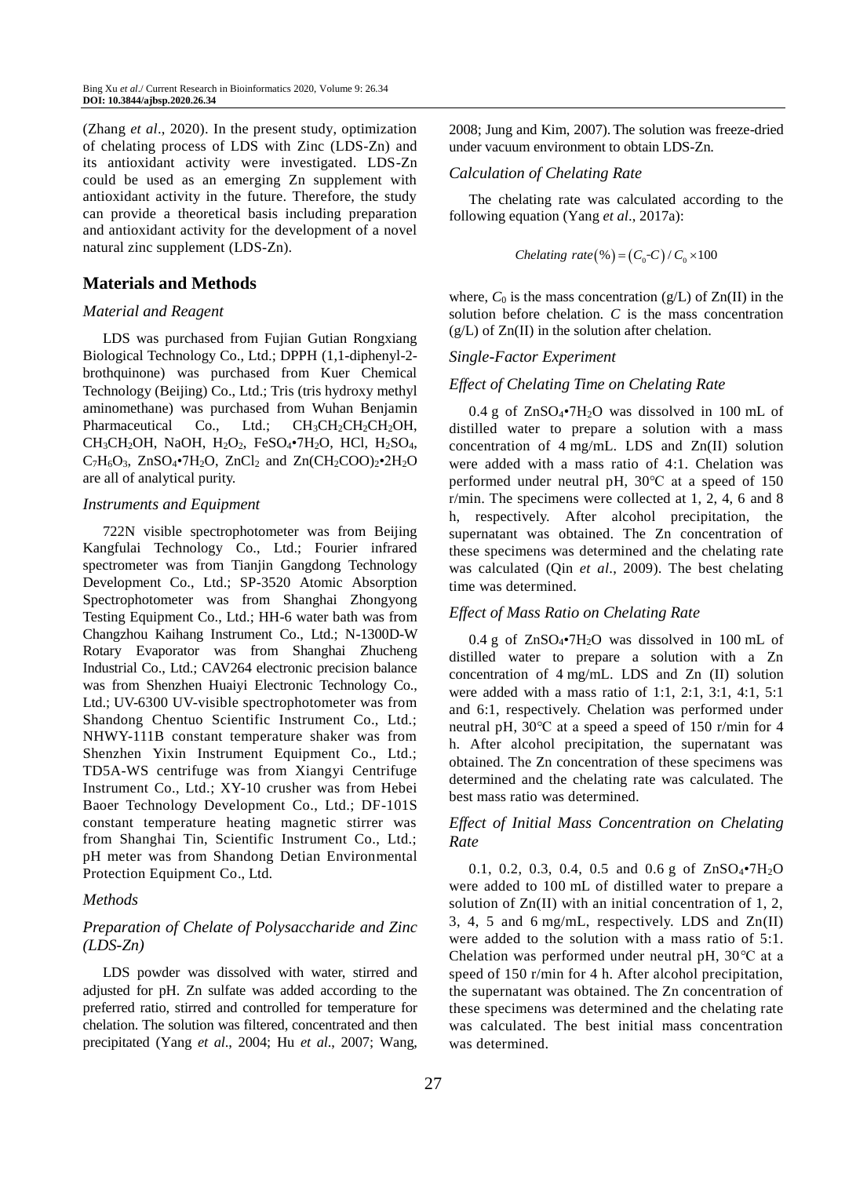(Zhang *et al*., 2020). In the present study, optimization of chelating process of LDS with Zinc (LDS-Zn) and its antioxidant activity were investigated. LDS-Zn could be used as an emerging Zn supplement with antioxidant activity in the future. Therefore, the study can provide a theoretical basis including preparation and antioxidant activity for the development of a novel natural zinc supplement (LDS-Zn).

## Materials and Methods

### *Material and Reagent*

LDS was purchased from Fujian Gutian Rongxiang Biological Technology Co., Ltd.; DPPH (1,1-diphenyl-2-brothquinone) was purchased from Kuer Chemical Technology (Beijing) Co., Ltd.; Tris (tris hydroxy methyl aminomethane) was purchased from Wuhan Benjamin Pharmaceutical Co., Ltd.; $CH_3CH_2CH_2CH_2OH$, $CH_3CH_2OH$, NaOH, $H_2O_2$, $FeSO_4{\bullet}7H_2O$, HCl, $H_2SO_4$, $C_7H_6O_3$, $ZnSO_4{\bullet}7H_2O$, $ZnCl_2$ and $Zn(CH_2COO)_2{\bullet}2H_2O$ are all of analytical purity.

### *Instruments and Equipment*

722N visible spectrophotometer was from Beijing Kangfulai Technology Co., Ltd.; Fourier infrared spectrometer was from Tianjin Gangdong Technology Development Co., Ltd.; SP-3520 Atomic Absorption Spectrophotometer was from Shanghai Zhongyong Testing Equipment Co., Ltd.; HH-6 water bath was from Changzhou Kaihang Instrument Co., Ltd.; N-1300D-W Rotary Evaporator was from Shanghai Zhucheng Industrial Co., Ltd.; CAV264 electronic precision balance was from Shenzhen Huaiyi Electronic Technology Co., Ltd.; UV-6300 UV-visible spectrophotometer was from Shandong Chentuo Scientific Instrument Co., Ltd.; NHWY-111B constant temperature shaker was from Shenzhen Yixin Instrument Equipment Co., Ltd.; TD5A-WS centrifuge was from Xiangyi Centrifuge Instrument Co., Ltd.; XY-10 crusher was from Hebei Baoer Technology Development Co., Ltd.; DF-101S constant temperature heating magnetic stirrer was from Shanghai Tin, Scientific Instrument Co., Ltd.; pH meter was from Shandong Detian Environmental Protection Equipment Co., Ltd.

### *Methods*

### *Preparation of Chelate of Polysaccharide and Zinc (LDS-Zn)*

LDS powder was dissolved with water, stirred and adjusted for pH. Zn sulfate was added according to the preferred ratio, stirred and controlled for temperature for chelation. The solution was filtered, concentrated and then precipitated (Yang *et al*., 2004; Hu *et al*., 2007; Wang, 2008; Jung and Kim, 2007). The solution was freeze-dried under vacuum environment to obtain LDS-Zn.

### *Calculation of Chelating Rate*

The chelating rate was calculated according to the following equation (Yang *et al*., 2017a):

$$Chelating\ rate(\%) = (C_0\text{-}C)/C_0 \times 100$$

where, $C_0$ is the mass concentration (g/L) of Zn(II) in the solution before chelation. $C$ is the mass concentration (g/L) of Zn(II) in the solution after chelation.

### *Single-Factor Experiment*

### *Effect of Chelating Time on Chelating Rate*

0.4 g of $ZnSO_4{\bullet}7H_2O$ was dissolved in 100 mL of distilled water to prepare a solution with a mass concentration of 4 mg/mL. LDS and Zn(II) solution were added with a mass ratio of 4:1. Chelation was performed under neutral pH, 30°C at a speed of 150 r/min. The specimens were collected at 1, 2, 4, 6 and 8 h, respectively. After alcohol precipitation, the supernatant was obtained. The Zn concentration of these specimens was determined and the chelating rate was calculated (Qin *et al*., 2009). The best chelating time was determined.

### *Effect of Mass Ratio on Chelating Rate*

0.4 g of $ZnSO_4{\bullet}7H_2O$ was dissolved in 100 mL of distilled water to prepare a solution with a Zn concentration of 4 mg/mL. LDS and Zn (II) solution were added with a mass ratio of 1:1, 2:1, 3:1, 4:1, 5:1 and 6:1, respectively. Chelation was performed under neutral pH, 30°C at a speed a speed of 150 r/min for 4 h. After alcohol precipitation, the supernatant was obtained. The Zn concentration of these specimens was determined and the chelating rate was calculated. The best mass ratio was determined.

### *Effect of Initial Mass Concentration on Chelating Rate*

0.1, 0.2, 0.3, 0.4, 0.5 and 0.6 g of $ZnSO_4{\bullet}7H_2O$ were added to 100 mL of distilled water to prepare a solution of Zn(II) with an initial concentration of 1, 2, 3, 4, 5 and 6 mg/mL, respectively. LDS and Zn(II) were added to the solution with a mass ratio of 5:1. Chelation was performed under neutral pH, 30°C at a speed of 150 r/min for 4 h. After alcohol precipitation, the supernatant was obtained. The Zn concentration of these specimens was determined and the chelating rate was calculated. The best initial mass concentration was determined.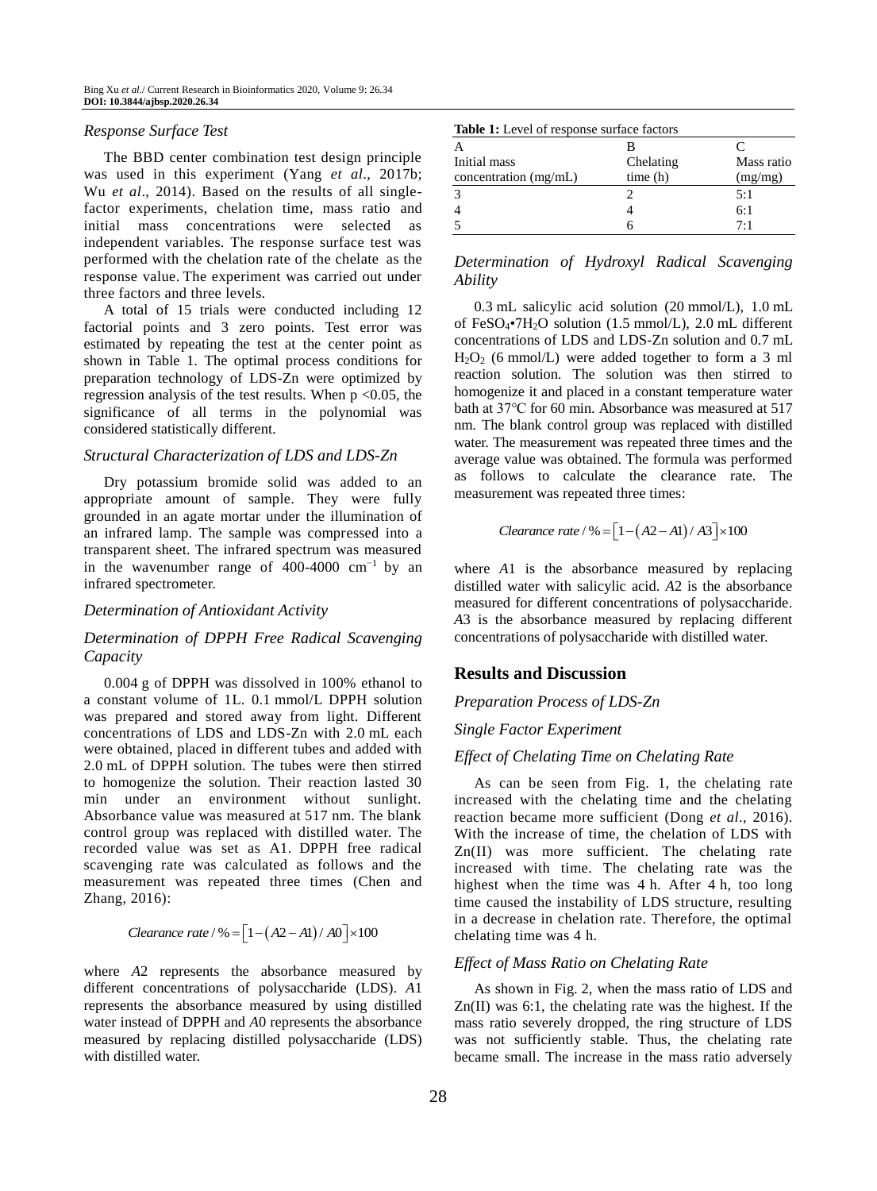### *Response Surface Test*

The BBD center combination test design principle was used in this experiment (Yang *et al*., 2017b; Wu *et al*., 2014). Based on the results of all single-factor experiments, chelation time, mass ratio and initial mass concentrations were selected as independent variables. The response surface test was performed with the chelation rate of the chelate as the response value. The experiment was carried out under three factors and three levels.

A total of 15 trials were conducted including 12 factorial points and 3 zero points. Test error was estimated by repeating the test at the center point as shown in Table 1. The optimal process conditions for preparation technology of LDS-Zn were optimized by regression analysis of the test results. When $p < 0.05$, the significance of all terms in the polynomial was considered statistically different.

### *Structural Characterization of LDS and LDS-Zn*

Dry potassium bromide solid was added to an appropriate amount of sample. They were fully grounded in an agate mortar under the illumination of an infrared lamp. The sample was compressed into a transparent sheet. The infrared spectrum was measured in the wavenumber range of 400-4000 $cm^{-1}$ by an infrared spectrometer.

### *Determination of Antioxidant Activity*

### *Determination of DPPH Free Radical Scavenging Capacity*

0.004 g of DPPH was dissolved in 100% ethanol to a constant volume of 1L. 0.1 mmol/L DPPH solution was prepared and stored away from light. Different concentrations of LDS and LDS-Zn with 2.0 mL each were obtained, placed in different tubes and added with 2.0 mL of DPPH solution. The tubes were then stirred to homogenize the solution. Their reaction lasted 30 min under an environment without sunlight. Absorbance value was measured at 517 nm. The blank control group was replaced with distilled water. The recorded value was set as A1. DPPH free radical scavenging rate was calculated as follows and the measurement was repeated three times (Chen and Zhang, 2016):

$$Clearance\ rate / \% = \left[1 - \left(A2 - A1\right)/A0\right] \times 100$$

where *A*2 represents the absorbance measured by different concentrations of polysaccharide (LDS). *A*1 represents the absorbance measured by using distilled water instead of DPPH and *A*0 represents the absorbance measured by replacing distilled polysaccharide (LDS) with distilled water.

**Table 1:** Level of response surface factors

| A<br>Initial mass concentration (mg/mL) | B<br>Chelating time (h) | C<br>Mass ratio (mg/mg) |
|---|---|---|
| 3 | 2 | 5:1 |
| 4 | 4 | 6:1 |
| 5 | 6 | 7:1 |

### *Determination of Hydroxyl Radical Scavenging Ability*

0.3 mL salicylic acid solution (20 mmol/L), 1.0 mL of $FeSO_4 \cdot 7H_2O$ solution (1.5 mmol/L), 2.0 mL different concentrations of LDS and LDS-Zn solution and 0.7 mL $H_2O_2$ (6 mmol/L) were added together to form a 3 ml reaction solution. The solution was then stirred to homogenize it and placed in a constant temperature water bath at 37°C for 60 min. Absorbance was measured at 517 nm. The blank control group was replaced with distilled water. The measurement was repeated three times and the average value was obtained. The formula was performed as follows to calculate the clearance rate. The measurement was repeated three times:

$$Clearance\ rate / \% = \left[1 - \left(A2 - A1\right)/A3\right] \times 100$$

where *A*1 is the absorbance measured by replacing distilled water with salicylic acid. *A*2 is the absorbance measured for different concentrations of polysaccharide. *A*3 is the absorbance measured by replacing different concentrations of polysaccharide with distilled water.

## Results and Discussion

### *Preparation Process of LDS-Zn*

### *Single Factor Experiment*

### *Effect of Chelating Time on Chelating Rate*

As can be seen from Fig. 1, the chelating rate increased with the chelating time and the chelating reaction became more sufficient (Dong *et al*., 2016). With the increase of time, the chelation of LDS with Zn(II) was more sufficient. The chelating rate increased with time. The chelating rate was the highest when the time was 4 h. After 4 h, too long time caused the instability of LDS structure, resulting in a decrease in chelation rate. Therefore, the optimal chelating time was 4 h.

### *Effect of Mass Ratio on Chelating Rate*

As shown in Fig. 2, when the mass ratio of LDS and Zn(II) was 6:1, the chelating rate was the highest. If the mass ratio severely dropped, the ring structure of LDS was not sufficiently stable. Thus, the chelating rate became small. The increase in the mass ratio adversely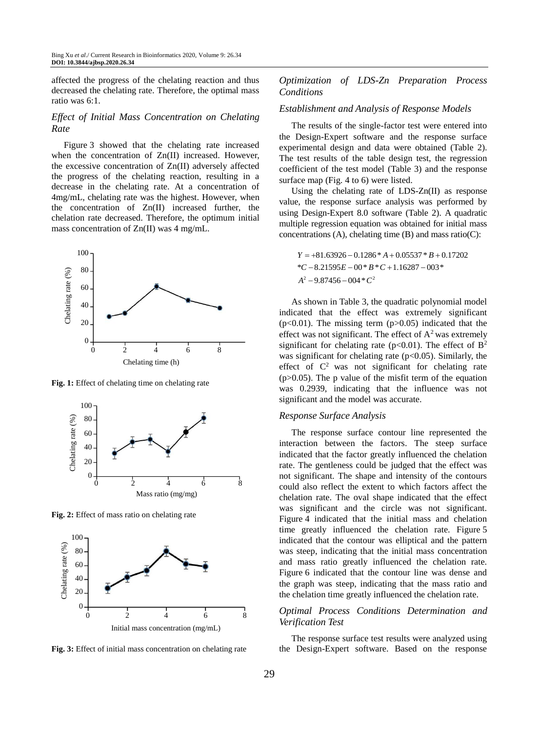affected the progress of the chelating reaction and thus decreased the chelating rate. Therefore, the optimal mass ratio was 6:1.

### *Effect of Initial Mass Concentration on Chelating Rate*

Figure 3 showed that the chelating rate increased when the concentration of Zn(II) increased. However, the excessive concentration of Zn(II) adversely affected the progress of the chelating reaction, resulting in a decrease in the chelating rate. At a concentration of 4mg/mL, chelating rate was the highest. However, when the concentration of Zn(II) increased further, the chelation rate decreased. Therefore, the optimum initial mass concentration of Zn(II) was 4 mg/mL.

**Fig. 1:** Effect of chelating time on chelating rate

**Fig. 2:** Effect of mass ratio on chelating rate

**Fig. 3:** Effect of initial mass concentration on chelating rate

### *Optimization of LDS-Zn Preparation Process Conditions*

### *Establishment and Analysis of Response Models*

The results of the single-factor test were entered into the Design-Expert software and the response surface experimental design and data were obtained (Table 2). The test results of the table design test, the regression coefficient of the test model (Table 3) and the response surface map (Fig. 4 to 6) were listed.

Using the chelating rate of LDS-Zn(II) as response value, the response surface analysis was performed by using Design-Expert 8.0 software (Table 2). A quadratic multiple regression equation was obtained for initial mass concentrations (A), chelating time (B) and mass ratio(C):

$$Y = +81.63926 - 0.1286 * A + 0.05537 * B + 0.17202 *C - 8.21595E - 00 * B * C + 1.16287 - 003 * A^2 - 9.87456 - 004 * C^2$$

As shown in Table 3, the quadratic polynomial model indicated that the effect was extremely significant ($p<0.01$). The missing term ($p>0.05$) indicated that the effect was not significant. The effect of $A^2$ was extremely significant for chelating rate ($p<0.01$). The effect of $B^2$ was significant for chelating rate ($p<0.05$). Similarly, the effect of $C^2$ was not significant for chelating rate ($p>0.05$). The p value of the misfit term of the equation was 0.2939, indicating that the influence was not significant and the model was accurate.

### *Response Surface Analysis*

The response surface contour line represented the interaction between the factors. The steep surface indicated that the factor greatly influenced the chelation rate. The gentleness could be judged that the effect was not significant. The shape and intensity of the contours could also reflect the extent to which factors affect the chelation rate. The oval shape indicated that the effect was significant and the circle was not significant. Figure 4 indicated that the initial mass and chelation time greatly influenced the chelation rate. Figure 5 indicated that the contour was elliptical and the pattern was steep, indicating that the initial mass concentration and mass ratio greatly influenced the chelation rate. Figure 6 indicated that the contour line was dense and the graph was steep, indicating that the mass ratio and the chelation time greatly influenced the chelation rate.

### *Optimal Process Conditions Determination and Verification Test*

The response surface test results were analyzed using the Design-Expert software. Based on the response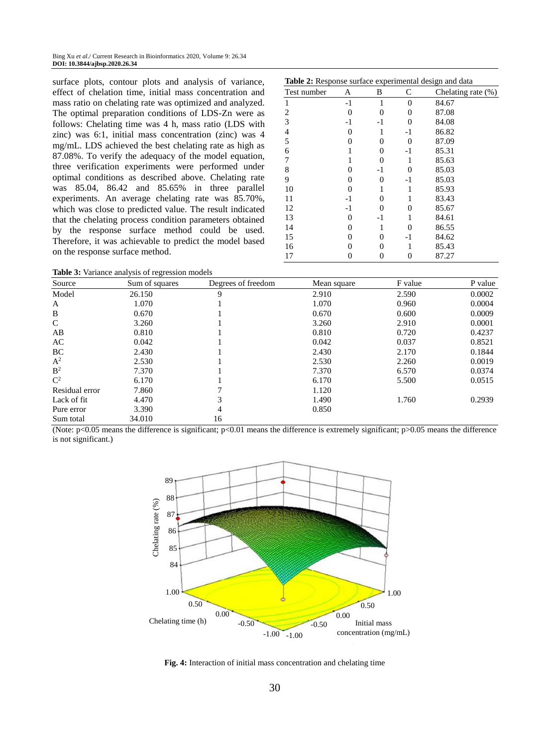surface plots, contour plots and analysis of variance, effect of chelation time, initial mass concentration and mass ratio on chelating rate was optimized and analyzed. The optimal preparation conditions of LDS-Zn were as follows: Chelating time was 4 h, mass ratio (LDS with zinc) was 6:1, initial mass concentration (zinc) was 4 mg/mL. LDS achieved the best chelating rate as high as 87.08%. To verify the adequacy of the model equation, three verification experiments were performed under optimal conditions as described above. Chelating rate was 85.04, 86.42 and 85.65% in three parallel experiments. An average chelating rate was 85.70%, which was close to predicted value. The result indicated that the chelating process condition parameters obtained by the response surface method could be used. Therefore, it was achievable to predict the model based on the response surface method.

**Table 2:** Response surface experimental design and data

| Test number | A | B | C | Chelating rate (%) |
|---|---|---|---|---|
| 1 | -1 | 1 | 0 | 84.67 |
| 2 | 0 | 0 | 0 | 87.08 |
| 3 | -1 | -1 | 0 | 84.08 |
| 4 | 0 | 1 | -1 | 86.82 |
| 5 | 0 | 0 | 0 | 87.09 |
| 6 | 1 | 0 | -1 | 85.31 |
| 7 | 1 | 0 | 1 | 85.63 |
| 8 | 0 | -1 | 0 | 85.03 |
| 9 | 0 | 0 | -1 | 85.03 |
| 10 | 0 | 1 | 1 | 85.93 |
| 11 | -1 | 0 | 1 | 83.43 |
| 12 | -1 | 0 | 0 | 85.67 |
| 13 | 0 | -1 | 1 | 84.61 |
| 14 | 0 | 1 | 0 | 86.55 |
| 15 | 0 | 0 | -1 | 84.62 |
| 16 | 0 | 0 | 1 | 85.43 |
| 17 | 0 | 0 | 0 | 87.27 |

**Table 3:** Variance analysis of regression models

| Source | Sum of squares | Degrees of freedom | Mean square | F value | P value |
|---|---|---|---|---|---|
| Model | 26.150 | 9 | 2.910 | 2.590 | 0.0002 |
| A | 1.070 | 1 | 1.070 | 0.960 | 0.0004 |
| B | 0.670 | 1 | 0.670 | 0.600 | 0.0009 |
| C | 3.260 | 1 | 3.260 | 2.910 | 0.0001 |
| AB | 0.810 | 1 | 0.810 | 0.720 | 0.4237 |
| AC | 0.042 | 1 | 0.042 | 0.037 | 0.8521 |
| BC | 2.430 | 1 | 2.430 | 2.170 | 0.1844 |
| $A^2$ | 2.530 | 1 | 2.530 | 2.260 | 0.0019 |
| $B^2$ | 7.370 | 1 | 7.370 | 6.570 | 0.0374 |
| $C^2$ | 6.170 | 1 | 6.170 | 5.500 | 0.0515 |
| Residual error | 7.860 | 7 | 1.120 | | |
| Lack of fit | 4.470 | 3 | 1.490 | 1.760 | 0.2939 |
| Pure error | 3.390 | 4 | 0.850 | | |
| Sum total | 34.010 | 16 | | | |

(Note: $p<0.05$ means the difference is significant; $p<0.01$ means the difference is extremely significant; $p>0.05$ means the difference is not significant.)

**Fig. 4:** Interaction of initial mass concentration and chelating time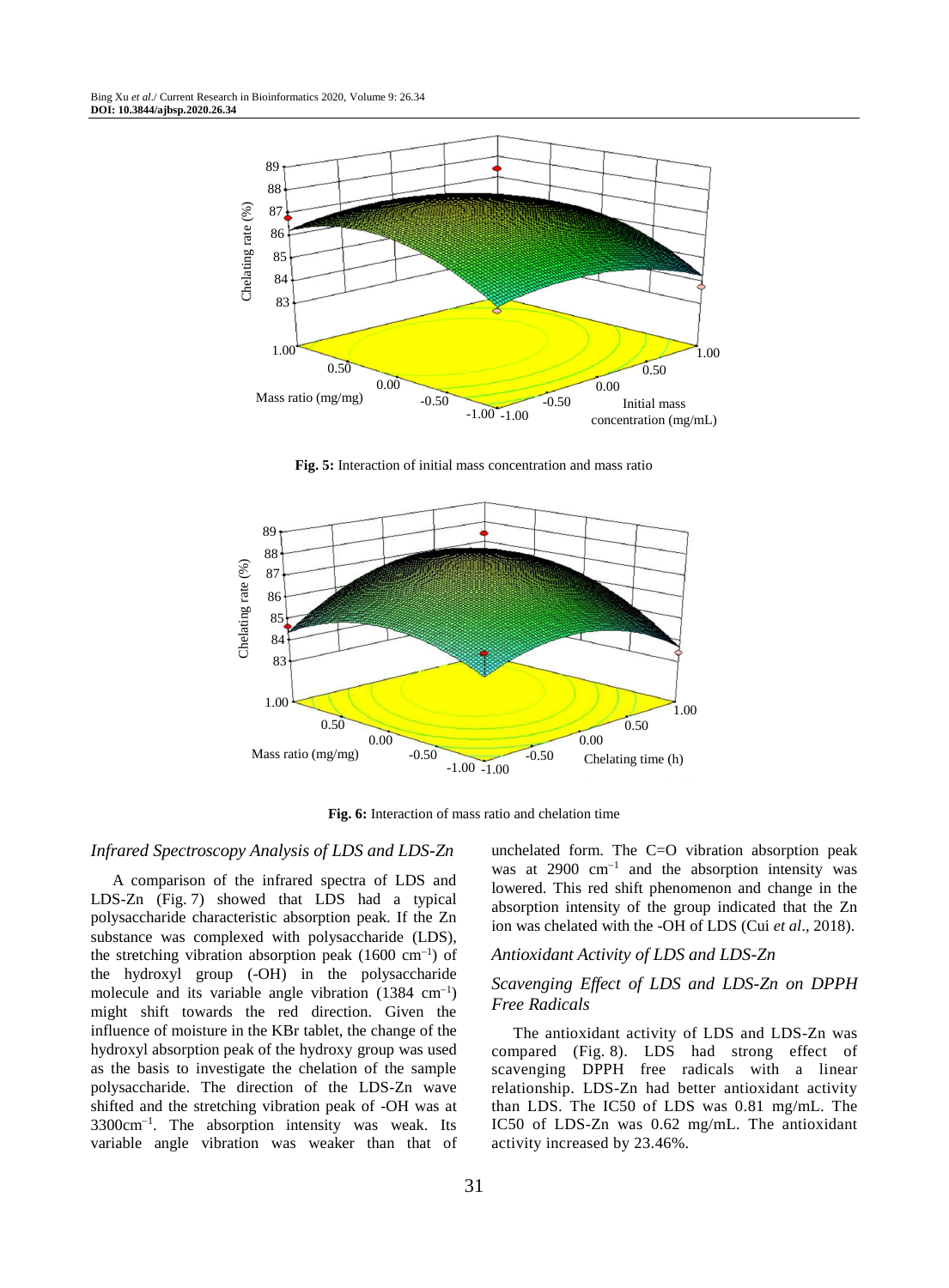Fig. 5: Interaction of initial mass concentration and mass ratio

Fig. 6: Interaction of mass ratio and chelation time

### *Infrared Spectroscopy Analysis of LDS and LDS-Zn*

A comparison of the infrared spectra of LDS and LDS-Zn (Fig. 7) showed that LDS had a typical polysaccharide characteristic absorption peak. If the Zn substance was complexed with polysaccharide (LDS), the stretching vibration absorption peak (1600 $cm^{-1}$) of the hydroxyl group (-OH) in the polysaccharide molecule and its variable angle vibration (1384 $cm^{-1}$) might shift towards the red direction. Given the influence of moisture in the KBr tablet, the change of the hydroxyl absorption peak of the hydroxy group was used as the basis to investigate the chelation of the sample polysaccharide. The direction of the LDS-Zn wave shifted and the stretching vibration peak of -OH was at 3300$cm^{-1}$. The absorption intensity was weak. Its variable angle vibration was weaker than that of unchelated form. The C=O vibration absorption peak was at 2900 $cm^{-1}$ and the absorption intensity was lowered. This red shift phenomenon and change in the absorption intensity of the group indicated that the Zn ion was chelated with the -OH of LDS (Cui *et al*., 2018).

### *Antioxidant Activity of LDS and LDS-Zn*

### *Scavenging Effect of LDS and LDS-Zn on DPPH Free Radicals*

The antioxidant activity of LDS and LDS-Zn was compared (Fig. 8). LDS had strong effect of scavenging DPPH free radicals with a linear relationship. LDS-Zn had better antioxidant activity than LDS. The IC50 of LDS was 0.81 mg/mL. The IC50 of LDS-Zn was 0.62 mg/mL. The antioxidant activity increased by 23.46%.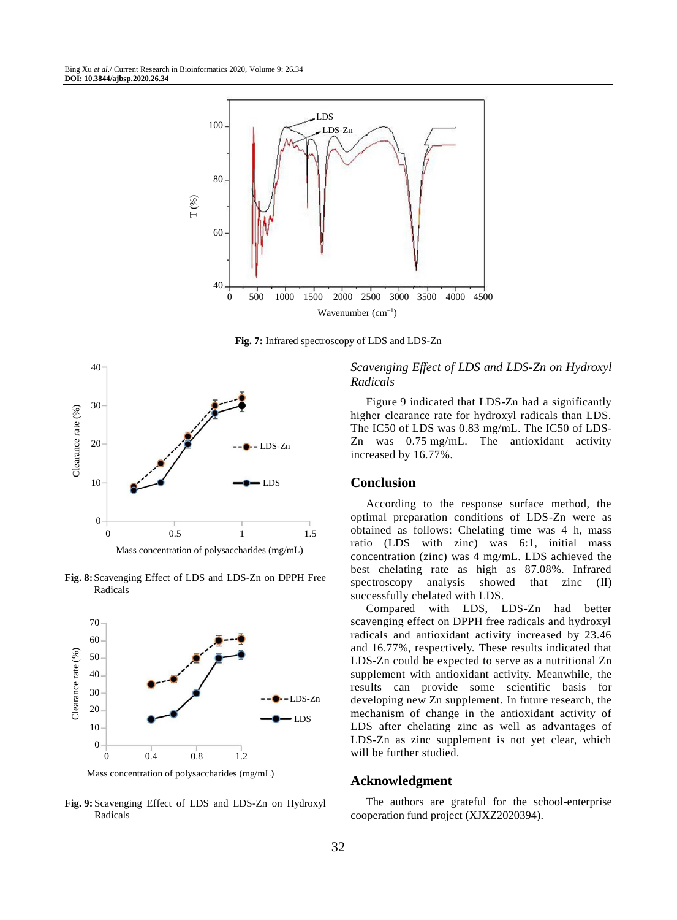Fig. 7: Infrared spectroscopy of LDS and LDS-Zn

Fig. 8: Scavenging Effect of LDS and LDS-Zn on DPPH Free Radicals

Fig. 9: Scavenging Effect of LDS and LDS-Zn on Hydroxyl Radicals

### *Scavenging Effect of LDS and LDS-Zn on Hydroxyl Radicals*

Figure 9 indicated that LDS-Zn had a significantly higher clearance rate for hydroxyl radicals than LDS. The IC50 of LDS was 0.83 mg/mL. The IC50 of LDS-Zn was 0.75 mg/mL. The antioxidant activity increased by 16.77%.

## Conclusion

According to the response surface method, the optimal preparation conditions of LDS-Zn were as obtained as follows: Chelating time was 4 h, mass ratio (LDS with zinc) was 6:1, initial mass concentration (zinc) was 4 mg/mL. LDS achieved the best chelating rate as high as 87.08%. Infrared spectroscopy analysis showed that zinc (II) successfully chelated with LDS.

Compared with LDS, LDS-Zn had better scavenging effect on DPPH free radicals and hydroxyl radicals and antioxidant activity increased by 23.46 and 16.77%, respectively. These results indicated that LDS-Zn could be expected to serve as a nutritional Zn supplement with antioxidant activity. Meanwhile, the results can provide some scientific basis for developing new Zn supplement. In future research, the mechanism of change in the antioxidant activity of LDS after chelating zinc as well as advantages of LDS-Zn as zinc supplement is not yet clear, which will be further studied.

## Acknowledgment

The authors are grateful for the school-enterprise cooperation fund project (XJXZ2020394).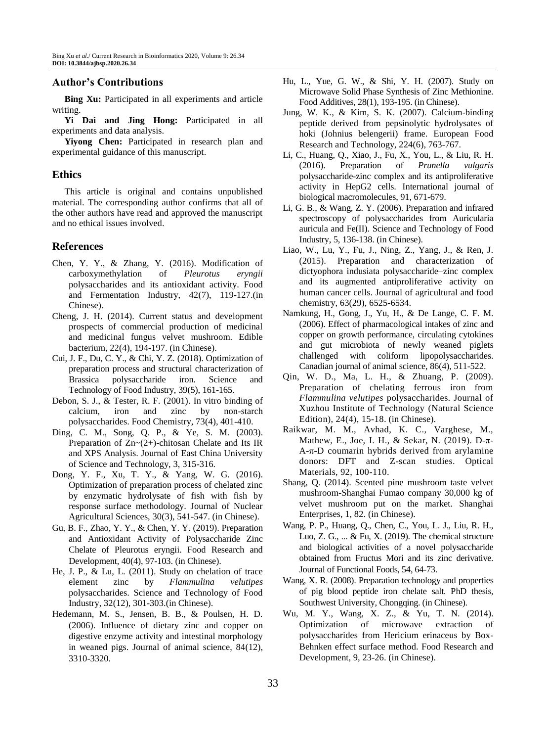## Author's Contributions

**Bing Xu:** Participated in all experiments and article writing.

**Yi Dai and Jing Hong:** Participated in all experiments and data analysis.

**Yiyong Chen:** Participated in research plan and experimental guidance of this manuscript.

## Ethics

This article is original and contains unpublished material. The corresponding author confirms that all of the other authors have read and approved the manuscript and no ethical issues involved.

## References

Chen, Y. Y., & Zhang, Y. (2016). Modification of carboxymethylation of *Pleurotus eryngii* polysaccharides and its antioxidant activity. Food and Fermentation Industry, 42(7), 119-127.(in Chinese).

Cheng, J. H. (2014). Current status and development prospects of commercial production of medicinal and medicinal fungus velvet mushroom. Edible bacterium, 22(4), 194-197. (in Chinese).

Cui, J. F., Du, C. Y., & Chi, Y. Z. (2018). Optimization of preparation process and structural characterization of Brassica polysaccharide iron. Science and Technology of Food Industry, 39(5), 161-165.

Debon, S. J., & Tester, R. F. (2001). In vitro binding of calcium, iron and zinc by non-starch polysaccharides. Food Chemistry, 73(4), 401-410.

Ding, C. M., Song, Q. P., & Ye, S. M. (2003). Preparation of Zn~(2+)-chitosan Chelate and Its IR and XPS Analysis. Journal of East China University of Science and Technology, 3, 315-316.

Dong, Y. F., Xu, T. Y., & Yang, W. G. (2016). Optimization of preparation process of chelated zinc by enzymatic hydrolysate of fish with fish by response surface methodology. Journal of Nuclear Agricultural Sciences, 30(3), 541-547. (in Chinese).

Gu, B. F., Zhao, Y. Y., & Chen, Y. Y. (2019). Preparation and Antioxidant Activity of Polysaccharide Zinc Chelate of Pleurotus eryngii. Food Research and Development, 40(4), 97-103. (in Chinese).

He, J. P., & Lu, L. (2011). Study on chelation of trace element zinc by *Flammulina velutipes* polysaccharides. Science and Technology of Food Industry, 32(12), 301-303.(in Chinese).

Hedemann, M. S., Jensen, B. B., & Poulsen, H. D. (2006). Influence of dietary zinc and copper on digestive enzyme activity and intestinal morphology in weaned pigs. Journal of animal science, 84(12), 3310-3320.

Hu, L., Yue, G. W., & Shi, Y. H. (2007). Study on Microwave Solid Phase Synthesis of Zinc Methionine. Food Additives, 28(1), 193-195. (in Chinese).

Jung, W. K., & Kim, S. K. (2007). Calcium-binding peptide derived from pepsinolytic hydrolysates of hoki (Johnius belengerii) frame. European Food Research and Technology, 224(6), 763-767.

Li, C., Huang, Q., Xiao, J., Fu, X., You, L., & Liu, R. H. (2016). Preparation of *Prunella vulgaris* polysaccharide-zinc complex and its antiproliferative activity in HepG2 cells. International journal of biological macromolecules, 91, 671-679.

Li, G. B., & Wang, Z. Y. (2006). Preparation and infrared spectroscopy of polysaccharides from Auricularia auricula and Fe(II). Science and Technology of Food Industry, 5, 136-138. (in Chinese).

Liao, W., Lu, Y., Fu, J., Ning, Z., Yang, J., & Ren, J. (2015). Preparation and characterization of dictyophora indusiata polysaccharide–zinc complex and its augmented antiproliferative activity on human cancer cells. Journal of agricultural and food chemistry, 63(29), 6525-6534.

Namkung, H., Gong, J., Yu, H., & De Lange, C. F. M. (2006). Effect of pharmacological intakes of zinc and copper on growth performance, circulating cytokines and gut microbiota of newly weaned piglets challenged with coliform lipopolysaccharides. Canadian journal of animal science, 86(4), 511-522.

Qin, W. D., Ma, L. H., & Zhuang, P. (2009). Preparation of chelating ferrous iron from *Flammulina velutipes* polysaccharides. Journal of Xuzhou Institute of Technology (Natural Science Edition), 24(4), 15-18. (in Chinese).

Raikwar, M. M., Avhad, K. C., Varghese, M., Mathew, E., Joe, I. H., & Sekar, N. (2019). D-π-A-π-D coumarin hybrids derived from arylamine donors: DFT and Z-scan studies. Optical Materials, 92, 100-110.

Shang, Q. (2014). Scented pine mushroom taste velvet mushroom-Shanghai Fumao company 30,000 kg of velvet mushroom put on the market. Shanghai Enterprises, 1, 82. (in Chinese).

Wang, P. P., Huang, Q., Chen, C., You, L. J., Liu, R. H., Luo, Z. G., ... & Fu, X. (2019). The chemical structure and biological activities of a novel polysaccharide obtained from Fructus Mori and its zinc derivative. Journal of Functional Foods, 54, 64-73.

Wang, X. R. (2008). Preparation technology and properties of pig blood peptide iron chelate salt. PhD thesis, Southwest University, Chongqing. (in Chinese).

Wu, M. Y., Wang, X. Z., & Yu, T. N. (2014). Optimization of microwave extraction of polysaccharides from Hericium erinaceus by Box-Behnken effect surface method. Food Research and Development, 9, 23-26. (in Chinese).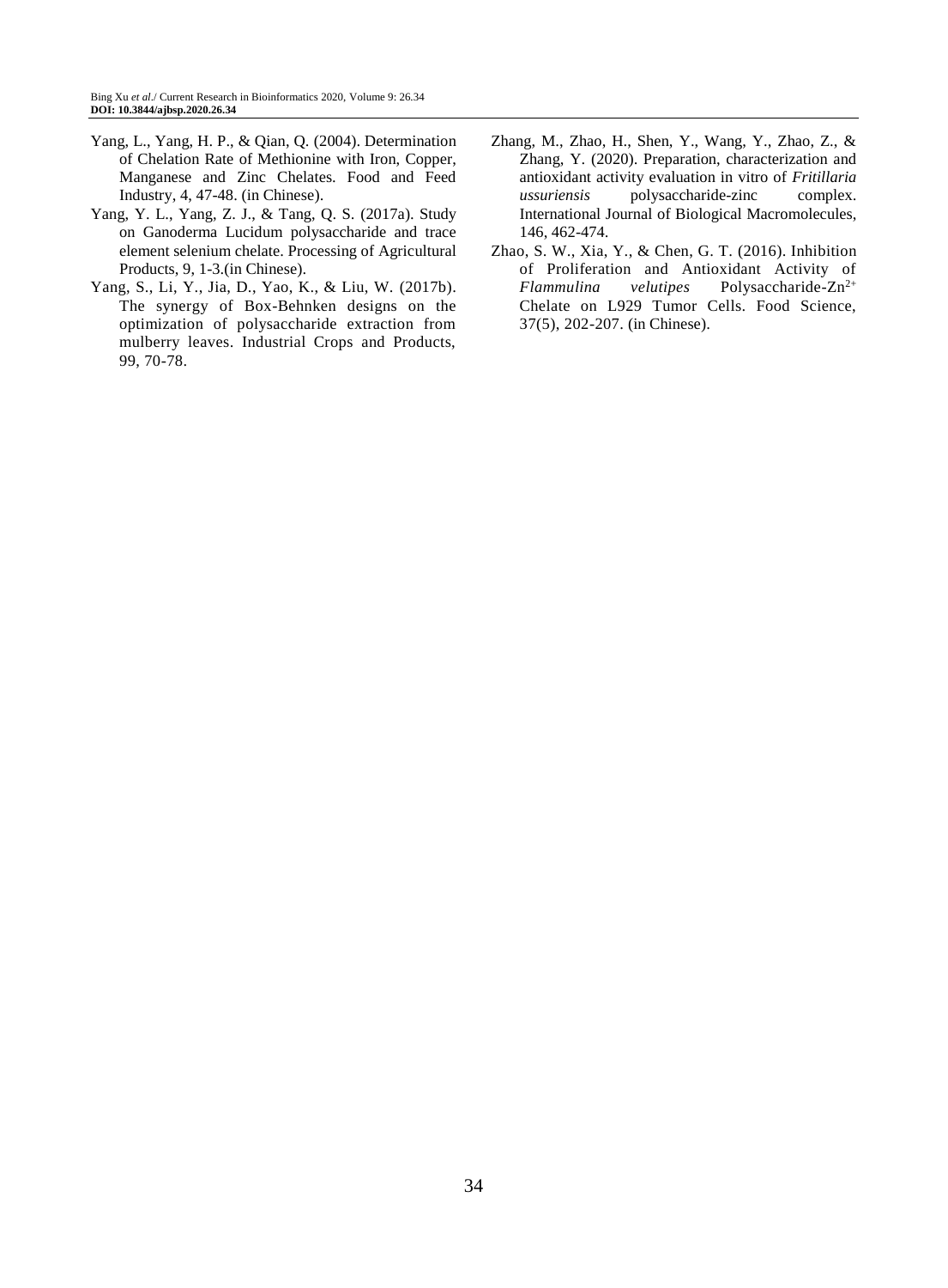Yang, L., Yang, H. P., & Qian, Q. (2004). Determination of Chelation Rate of Methionine with Iron, Copper, Manganese and Zinc Chelates. Food and Feed Industry, 4, 47-48. (in Chinese).

Yang, Y. L., Yang, Z. J., & Tang, Q. S. (2017a). Study on Ganoderma Lucidum polysaccharide and trace element selenium chelate. Processing of Agricultural Products, 9, 1-3.(in Chinese).

Yang, S., Li, Y., Jia, D., Yao, K., & Liu, W. (2017b). The synergy of Box-Behnken designs on the optimization of polysaccharide extraction from mulberry leaves. Industrial Crops and Products, 99, 70-78.

Zhang, M., Zhao, H., Shen, Y., Wang, Y., Zhao, Z., & Zhang, Y. (2020). Preparation, characterization and antioxidant activity evaluation in vitro of *Fritillaria ussuriensis* polysaccharide-zinc complex. International Journal of Biological Macromolecules, 146, 462-474.

Zhao, S. W., Xia, Y., & Chen, G. T. (2016). Inhibition of Proliferation and Antioxidant Activity of *Flammulina velutipes* Polysaccharide-$Zn^{2+}$ Chelate on L929 Tumor Cells. Food Science, 37(5), 202-207. (in Chinese).